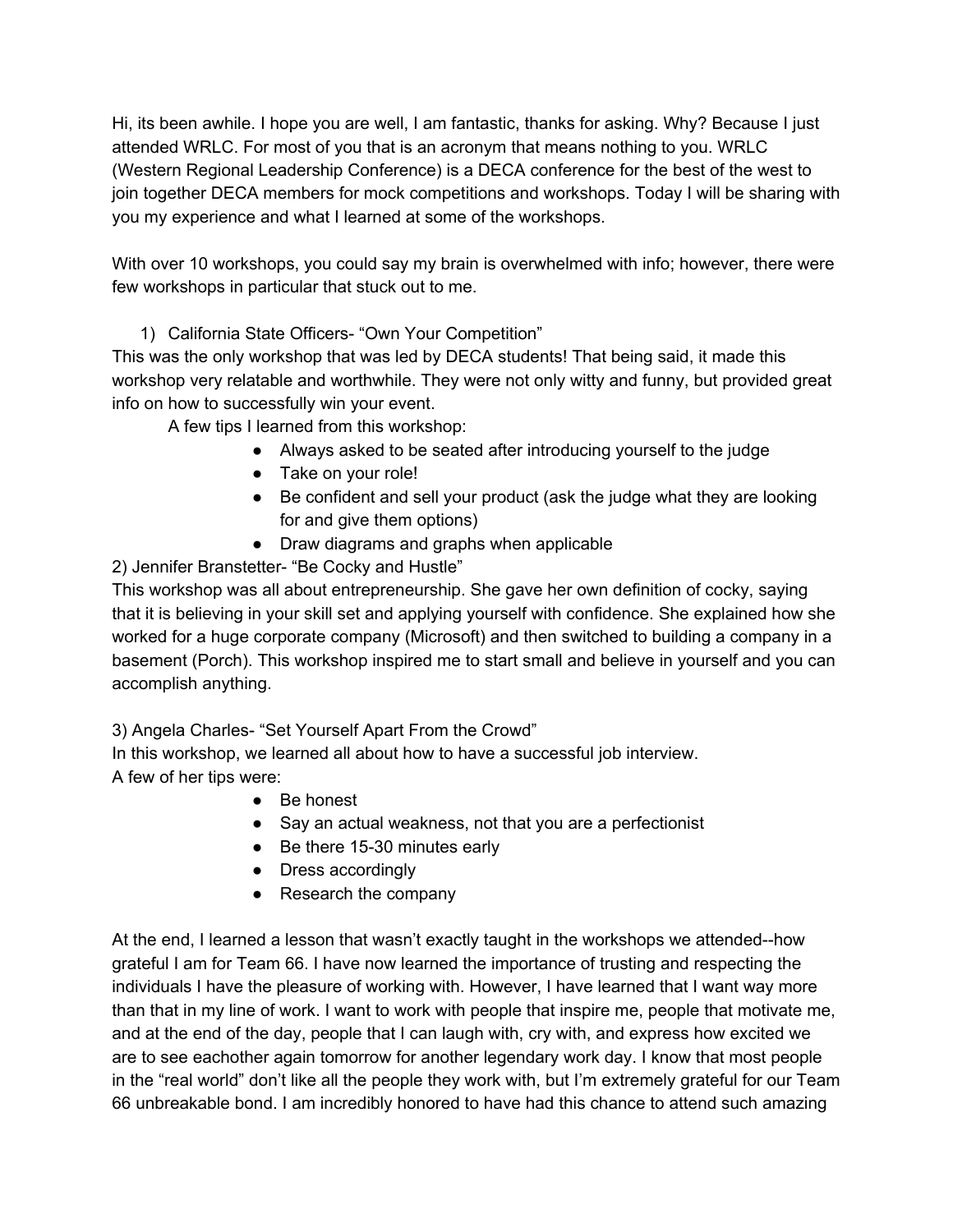Hi, its been awhile. I hope you are well, I am fantastic, thanks for asking. Why? Because I just attended WRLC. For most of you that is an acronym that means nothing to you. WRLC (Western Regional Leadership Conference) is a DECA conference for the best of the west to join together DECA members for mock competitions and workshops. Today I will be sharing with you my experience and what I learned at some of the workshops.

With over 10 workshops, you could say my brain is overwhelmed with info; however, there were few workshops in particular that stuck out to me.

1) California State Officers- "Own Your Competition"

This was the only workshop that was led by DECA students! That being said, it made this workshop very relatable and worthwhile. They were not only witty and funny, but provided great info on how to successfully win your event.

A few tips I learned from this workshop:

- Always asked to be seated after introducing yourself to the judge
- Take on your role!
- Be confident and sell your product (ask the judge what they are looking for and give them options)
- Draw diagrams and graphs when applicable

2) Jennifer Branstetter- "Be Cocky and Hustle"

This workshop was all about entrepreneurship. She gave her own definition of cocky, saying that it is believing in your skill set and applying yourself with confidence. She explained how she worked for a huge corporate company (Microsoft) and then switched to building a company in a basement (Porch). This workshop inspired me to start small and believe in yourself and you can accomplish anything.

3) Angela Charles- "Set Yourself Apart From the Crowd"

In this workshop, we learned all about how to have a successful job interview.

A few of her tips were:

- Be honest
- Say an actual weakness, not that you are a perfectionist
- Be there 15-30 minutes early
- Dress accordingly
- Research the company

At the end, I learned a lesson that wasn't exactly taught in the workshops we attended--how grateful I am for Team 66. I have now learned the importance of trusting and respecting the individuals I have the pleasure of working with. However, I have learned that I want way more than that in my line of work. I want to work with people that inspire me, people that motivate me, and at the end of the day, people that I can laugh with, cry with, and express how excited we are to see eachother again tomorrow for another legendary work day. I know that most people in the "real world" don't like all the people they work with, but I'm extremely grateful for our Team 66 unbreakable bond. I am incredibly honored to have had this chance to attend such amazing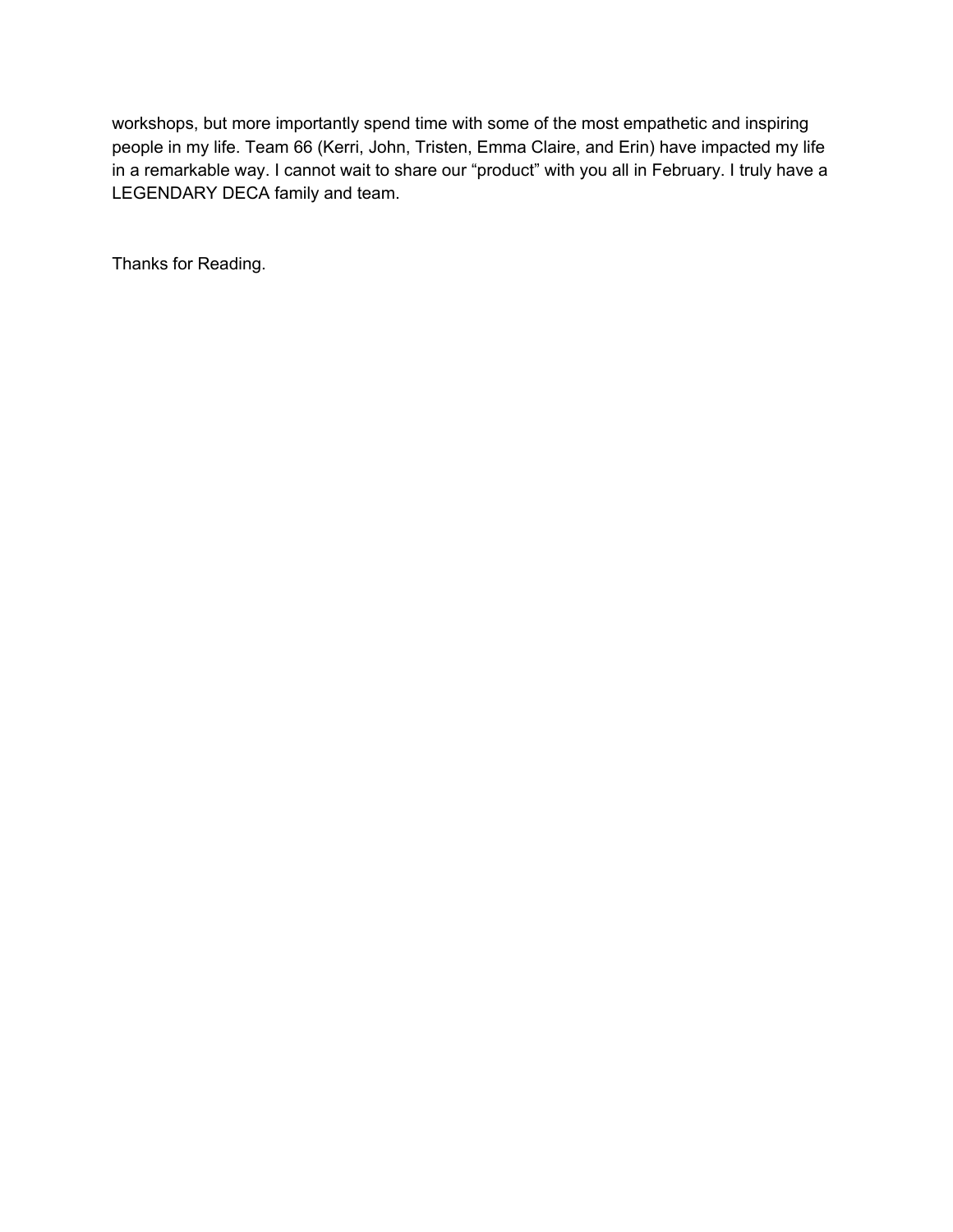workshops, but more importantly spend time with some of the most empathetic and inspiring people in my life. Team 66 (Kerri, John, Tristen, Emma Claire, and Erin) have impacted my life in a remarkable way. I cannot wait to share our "product" with you all in February. I truly have a LEGENDARY DECA family and team.

Thanks for Reading.